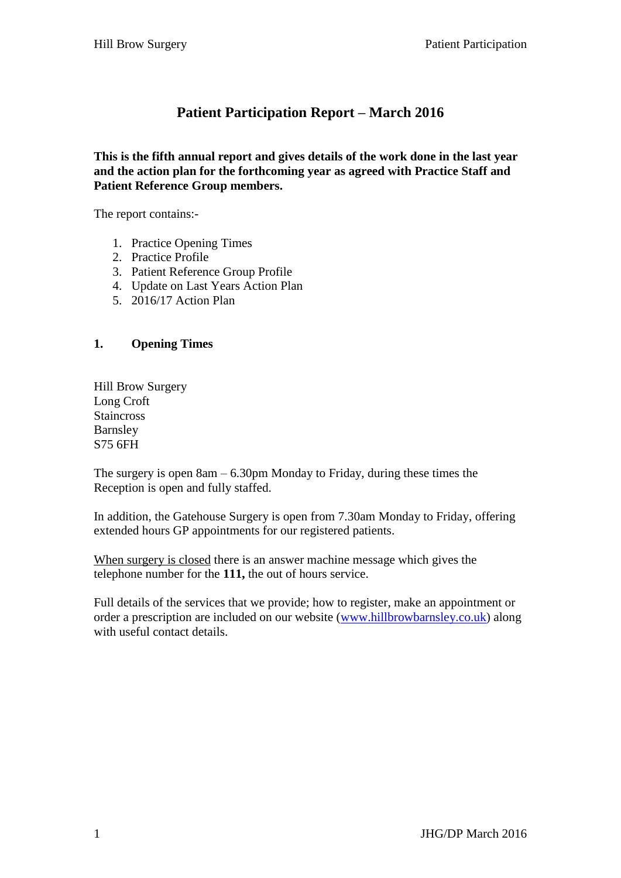# Patient Participation Report – March 2016

**This is the fifth annual report and gives details of the work done in the last year and the action plan for the forthcoming year as agreed with Practice Staff and Patient Reference Group members.**

The report contains:-

1. Practice Opening Times
2. Practice Profile
3. Patient Reference Group Profile
4. Update on Last Years Action Plan
5. 2016/17 Action Plan

## 1. Opening Times

Hill Brow Surgery
Long Croft
Staincross
Barnsley
S75 6FH

The surgery is open 8am – 6.30pm Monday to Friday, during these times the Reception is open and fully staffed.

In addition, the Gatehouse Surgery is open from 7.30am Monday to Friday, offering extended hours GP appointments for our registered patients.

When surgery is closed there is an answer machine message which gives the telephone number for the **111,** the out of hours service.

Full details of the services that we provide; how to register, make an appointment or order a prescription are included on our website (www.hillbrowbarnsley.co.uk) along with useful contact details.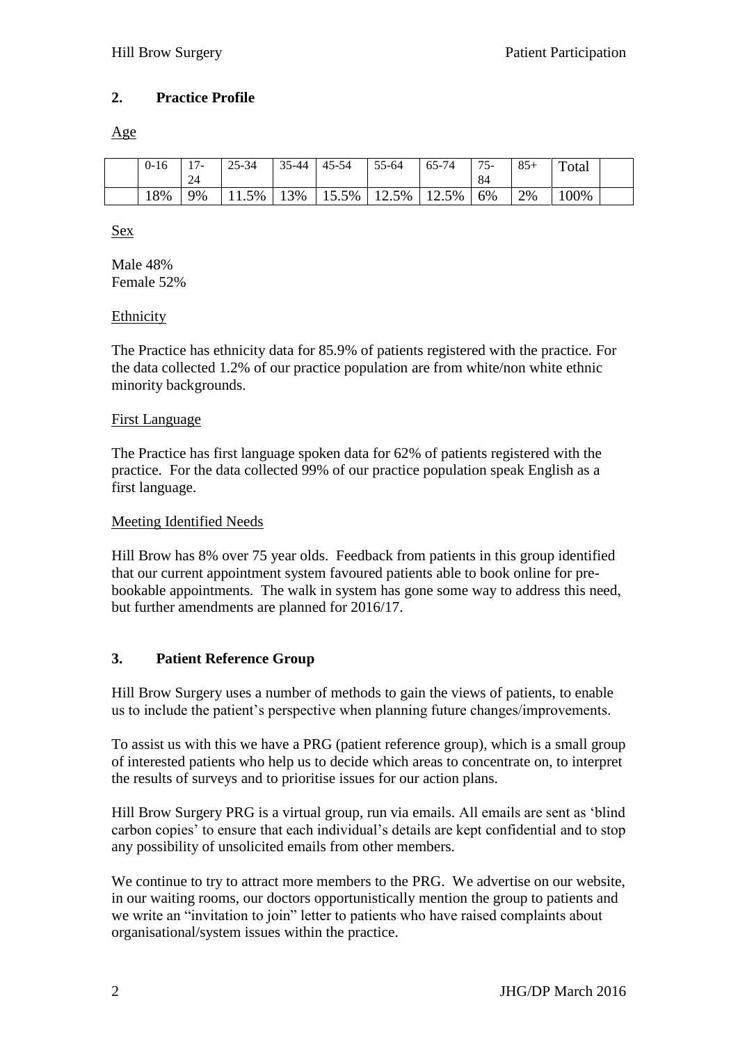## 2. Practice Profile

Age

| | 0-16 | 17-24 | 25-34 | 35-44 | 45-54 | 55-64 | 65-74 | 75-84 | 85+ | Total | |
|---|---|---|---|---|---|---|---|---|---|---|---|
| | 18% | 9% | 11.5% | 13% | 15.5% | 12.5% | 12.5% | 6% | 2% | 100% | |

Sex

Male 48%
Female 52%

Ethnicity

The Practice has ethnicity data for 85.9% of patients registered with the practice. For the data collected 1.2% of our practice population are from white/non white ethnic minority backgrounds.

First Language

The Practice has first language spoken data for 62% of patients registered with the practice. For the data collected 99% of our practice population speak English as a first language.

Meeting Identified Needs

Hill Brow has 8% over 75 year olds. Feedback from patients in this group identified that our current appointment system favoured patients able to book online for pre-bookable appointments. The walk in system has gone some way to address this need, but further amendments are planned for 2016/17.

## 3. Patient Reference Group

Hill Brow Surgery uses a number of methods to gain the views of patients, to enable us to include the patient's perspective when planning future changes/improvements.

To assist us with this we have a PRG (patient reference group), which is a small group of interested patients who help us to decide which areas to concentrate on, to interpret the results of surveys and to prioritise issues for our action plans.

Hill Brow Surgery PRG is a virtual group, run via emails. All emails are sent as 'blind carbon copies' to ensure that each individual's details are kept confidential and to stop any possibility of unsolicited emails from other members.

We continue to try to attract more members to the PRG. We advertise on our website, in our waiting rooms, our doctors opportunistically mention the group to patients and we write an "invitation to join" letter to patients who have raised complaints about organisational/system issues within the practice.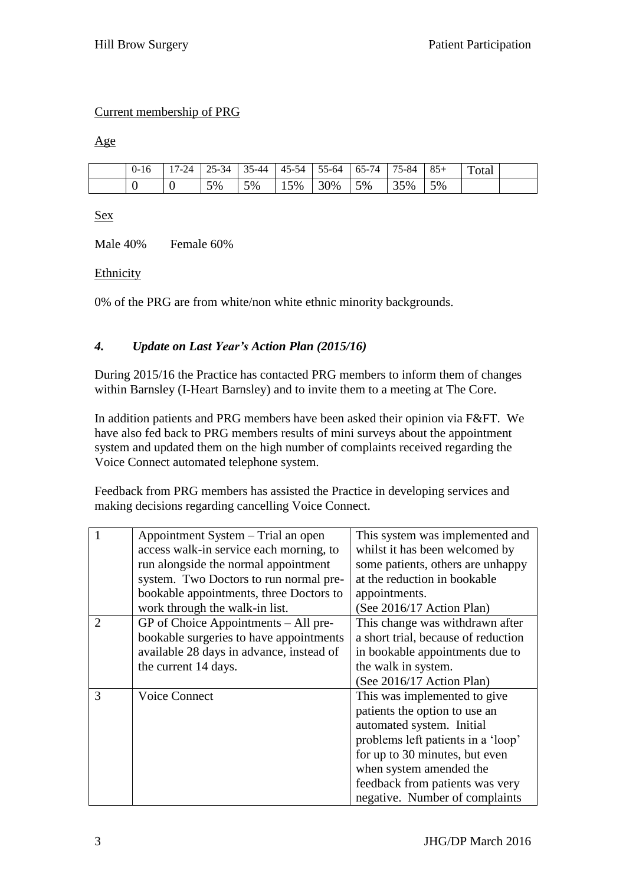Current membership of PRG

Age

| | 0-16 | 17-24 | 25-34 | 35-44 | 45-54 | 55-64 | 65-74 | 75-84 | 85+ | Total | |
|---|---|---|---|---|---|---|---|---|---|---|---|
| | 0 | 0 | 5% | 5% | 15% | 30% | 5% | 35% | 5% | | |

Sex

Male 40% Female 60%

Ethnicity

0% of the PRG are from white/non white ethnic minority backgrounds.

### *4. Update on Last Year's Action Plan (2015/16)*

During 2015/16 the Practice has contacted PRG members to inform them of changes within Barnsley (I-Heart Barnsley) and to invite them to a meeting at The Core.

In addition patients and PRG members have been asked their opinion via F&FT. We have also fed back to PRG members results of mini surveys about the appointment system and updated them on the high number of complaints received regarding the Voice Connect automated telephone system.

Feedback from PRG members has assisted the Practice in developing services and making decisions regarding cancelling Voice Connect.

| | | |
|---|---|---|
| 1 | Appointment System – Trial an open access walk-in service each morning, to run alongside the normal appointment system. Two Doctors to run normal pre-bookable appointments, three Doctors to work through the walk-in list. | This system was implemented and whilst it has been welcomed by some patients, others are unhappy at the reduction in bookable appointments.<br>(See 2016/17 Action Plan) |
| 2 | GP of Choice Appointments – All pre-bookable surgeries to have appointments available 28 days in advance, instead of the current 14 days. | This change was withdrawn after a short trial, because of reduction in bookable appointments due to the walk in system.<br>(See 2016/17 Action Plan) |
| 3 | Voice Connect | This was implemented to give patients the option to use an automated system. Initial problems left patients in a 'loop' for up to 30 minutes, but even when system amended the feedback from patients was very negative. Number of complaints |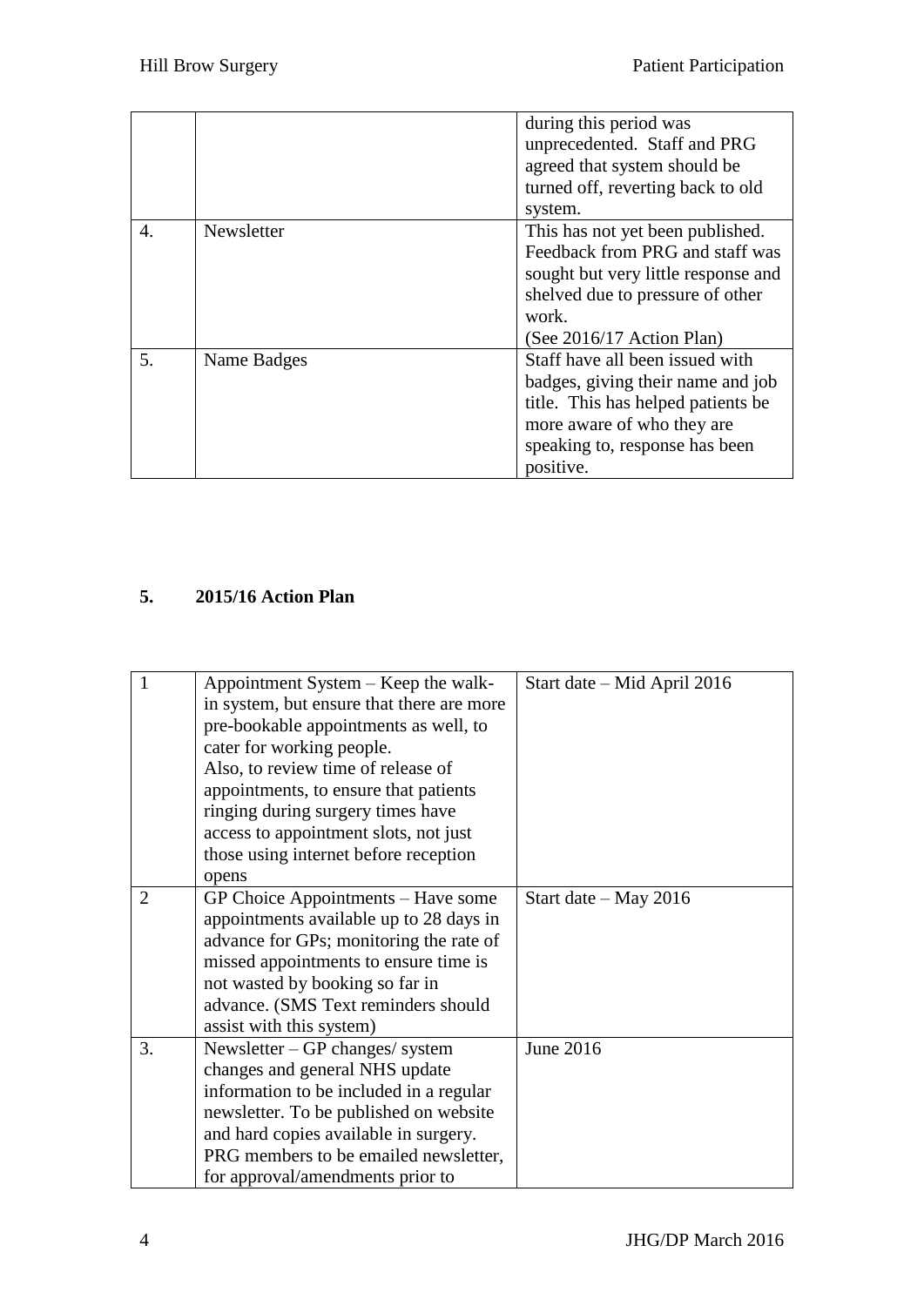| | | |
|---|---|---|
| | | during this period was unprecedented. Staff and PRG agreed that system should be turned off, reverting back to old system. |
| 4. | Newsletter | This has not yet been published. Feedback from PRG and staff was sought but very little response and shelved due to pressure of other work. (See 2016/17 Action Plan) |
| 5. | Name Badges | Staff have all been issued with badges, giving their name and job title. This has helped patients be more aware of who they are speaking to, response has been positive. |

## 5. 2015/16 Action Plan

| | | |
|---|---|---|
| 1 | Appointment System – Keep the walk-in system, but ensure that there are more pre-bookable appointments as well, to cater for working people. Also, to review time of release of appointments, to ensure that patients ringing during surgery times have access to appointment slots, not just those using internet before reception opens | Start date – Mid April 2016 |
| 2 | GP Choice Appointments – Have some appointments available up to 28 days in advance for GPs; monitoring the rate of missed appointments to ensure time is not wasted by booking so far in advance. (SMS Text reminders should assist with this system) | Start date – May 2016 |
| 3. | Newsletter – GP changes/ system changes and general NHS update information to be included in a regular newsletter. To be published on website and hard copies available in surgery. PRG members to be emailed newsletter, for approval/amendments prior to | June 2016 |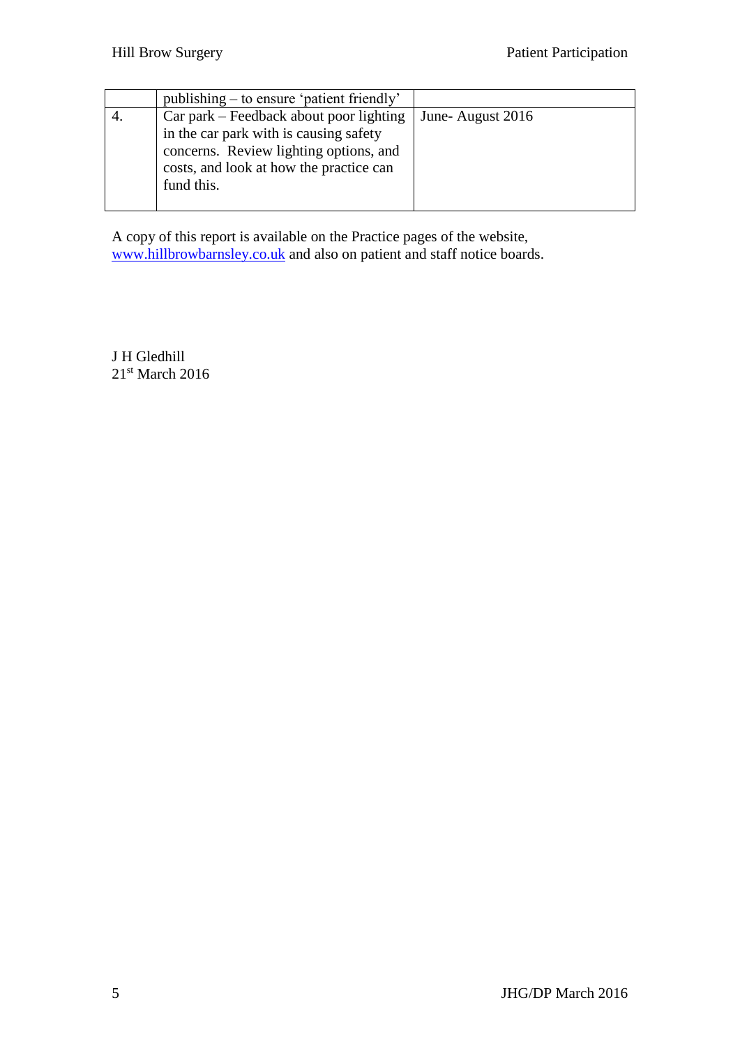| | | |
|---|---|---|
| | publishing – to ensure 'patient friendly' | |
| 4. | Car park – Feedback about poor lighting in the car park with is causing safety concerns. Review lighting options, and costs, and look at how the practice can fund this. | June- August 2016 |

A copy of this report is available on the Practice pages of the website, www.hillbrowbarnsley.co.uk and also on patient and staff notice boards.

J H Gledhill
21st March 2016